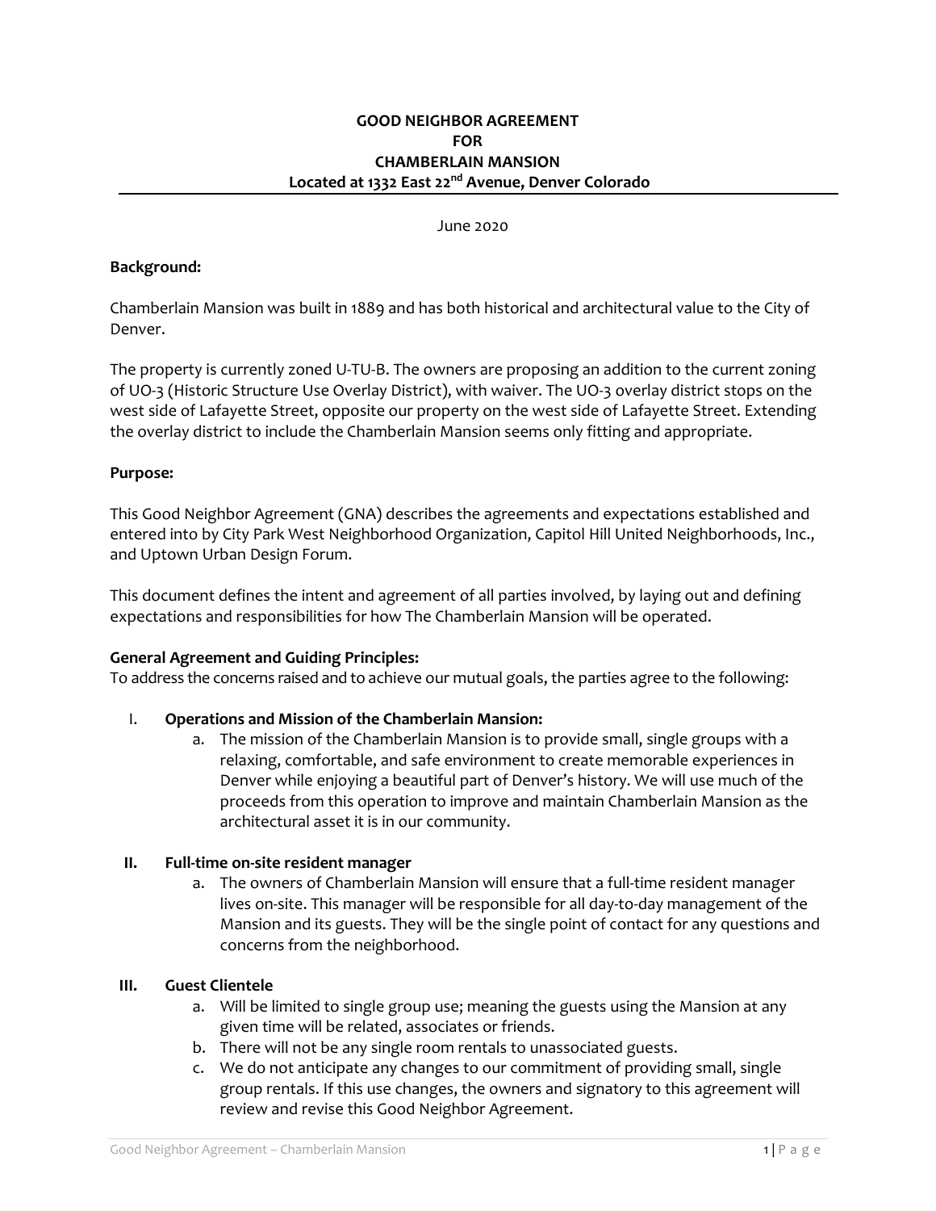# GOOD NEIGHBOR AGREEMENT FOR CHAMBERLAIN MANSION

## Located at 1332 East 22nd Avenue, Denver Colorado

June 2020

**Background:**

Chamberlain Mansion was built in 1889 and has both historical and architectural value to the City of Denver.

The property is currently zoned U-TU-B. The owners are proposing an addition to the current zoning of UO-3 (Historic Structure Use Overlay District), with waiver. The UO-3 overlay district stops on the west side of Lafayette Street, opposite our property on the west side of Lafayette Street. Extending the overlay district to include the Chamberlain Mansion seems only fitting and appropriate.

**Purpose:**

This Good Neighbor Agreement (GNA) describes the agreements and expectations established and entered into by City Park West Neighborhood Organization, Capitol Hill United Neighborhoods, Inc., and Uptown Urban Design Forum.

This document defines the intent and agreement of all parties involved, by laying out and defining expectations and responsibilities for how The Chamberlain Mansion will be operated.

**General Agreement and Guiding Principles:**
To address the concerns raised and to achieve our mutual goals, the parties agree to the following:

I. **Operations and Mission of the Chamberlain Mansion:**
   a. The mission of the Chamberlain Mansion is to provide small, single groups with a relaxing, comfortable, and safe environment to create memorable experiences in Denver while enjoying a beautiful part of Denver's history. We will use much of the proceeds from this operation to improve and maintain Chamberlain Mansion as the architectural asset it is in our community.

II. **Full-time on-site resident manager**
   a. The owners of Chamberlain Mansion will ensure that a full-time resident manager lives on-site. This manager will be responsible for all day-to-day management of the Mansion and its guests. They will be the single point of contact for any questions and concerns from the neighborhood.

III. **Guest Clientele**
   a. Will be limited to single group use; meaning the guests using the Mansion at any given time will be related, associates or friends.
   b. There will not be any single room rentals to unassociated guests.
   c. We do not anticipate any changes to our commitment of providing small, single group rentals. If this use changes, the owners and signatory to this agreement will review and revise this Good Neighbor Agreement.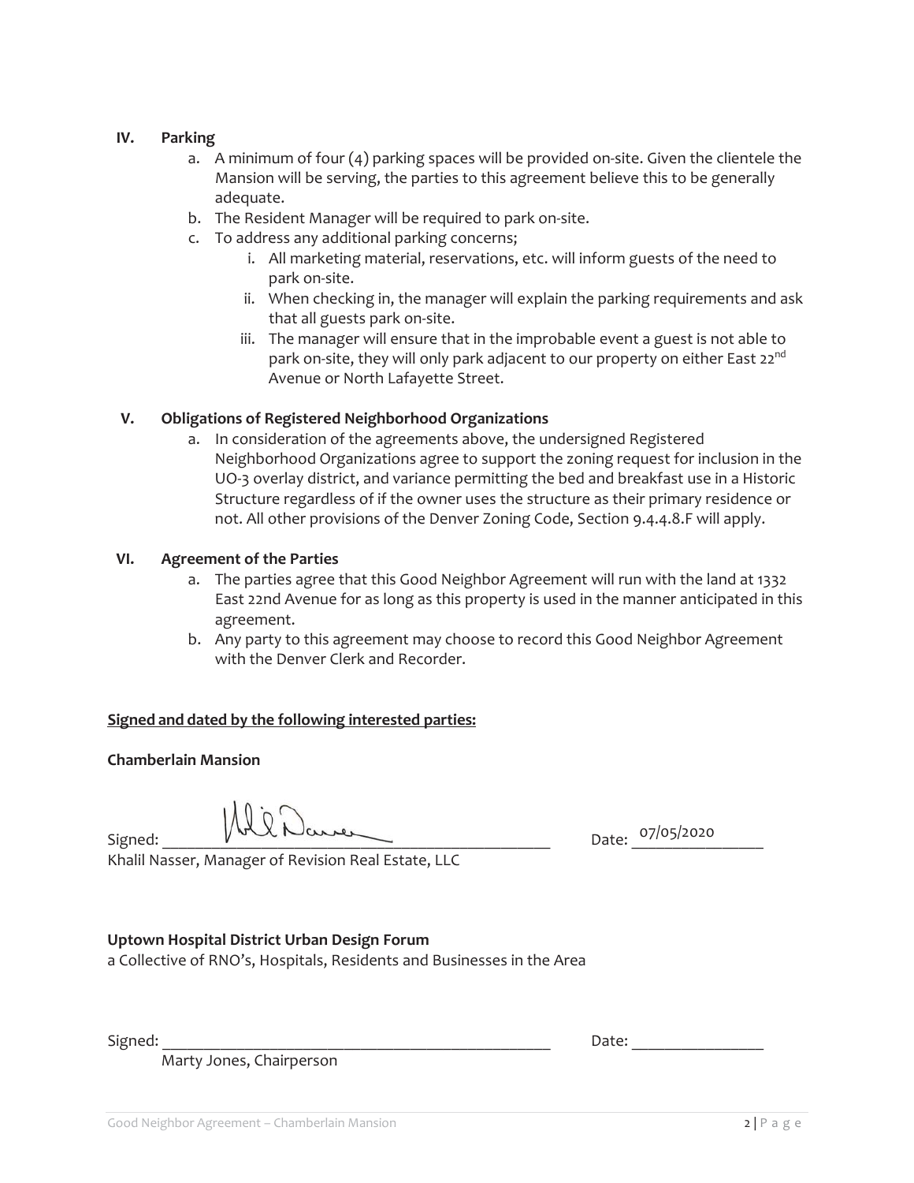## IV. Parking

a. A minimum of four (4) parking spaces will be provided on-site. Given the clientele the Mansion will be serving, the parties to this agreement believe this to be generally adequate.

b. The Resident Manager will be required to park on-site.

c. To address any additional parking concerns;

   i. All marketing material, reservations, etc. will inform guests of the need to park on-site.

   ii. When checking in, the manager will explain the parking requirements and ask that all guests park on-site.

   iii. The manager will ensure that in the improbable event a guest is not able to park on-site, they will only park adjacent to our property on either East 22nd Avenue or North Lafayette Street.

## V. Obligations of Registered Neighborhood Organizations

a. In consideration of the agreements above, the undersigned Registered Neighborhood Organizations agree to support the zoning request for inclusion in the UO-3 overlay district, and variance permitting the bed and breakfast use in a Historic Structure regardless of if the owner uses the structure as their primary residence or not. All other provisions of the Denver Zoning Code, Section 9.4.4.8.F will apply.

## VI. Agreement of the Parties

a. The parties agree that this Good Neighbor Agreement will run with the land at 1332 East 22nd Avenue for as long as this property is used in the manner anticipated in this agreement.

b. Any party to this agreement may choose to record this Good Neighbor Agreement with the Denver Clerk and Recorder.

**Signed and dated by the following interested parties:**

**Chamberlain Mansion**

Signed: _[signature]_ Date: 07/05/2020

Khalil Nasser, Manager of Revision Real Estate, LLC

**Uptown Hospital District Urban Design Forum**

a Collective of RNO's, Hospitals, Residents and Businesses in the Area

Signed: ______________________________ Date: ________________

Marty Jones, Chairperson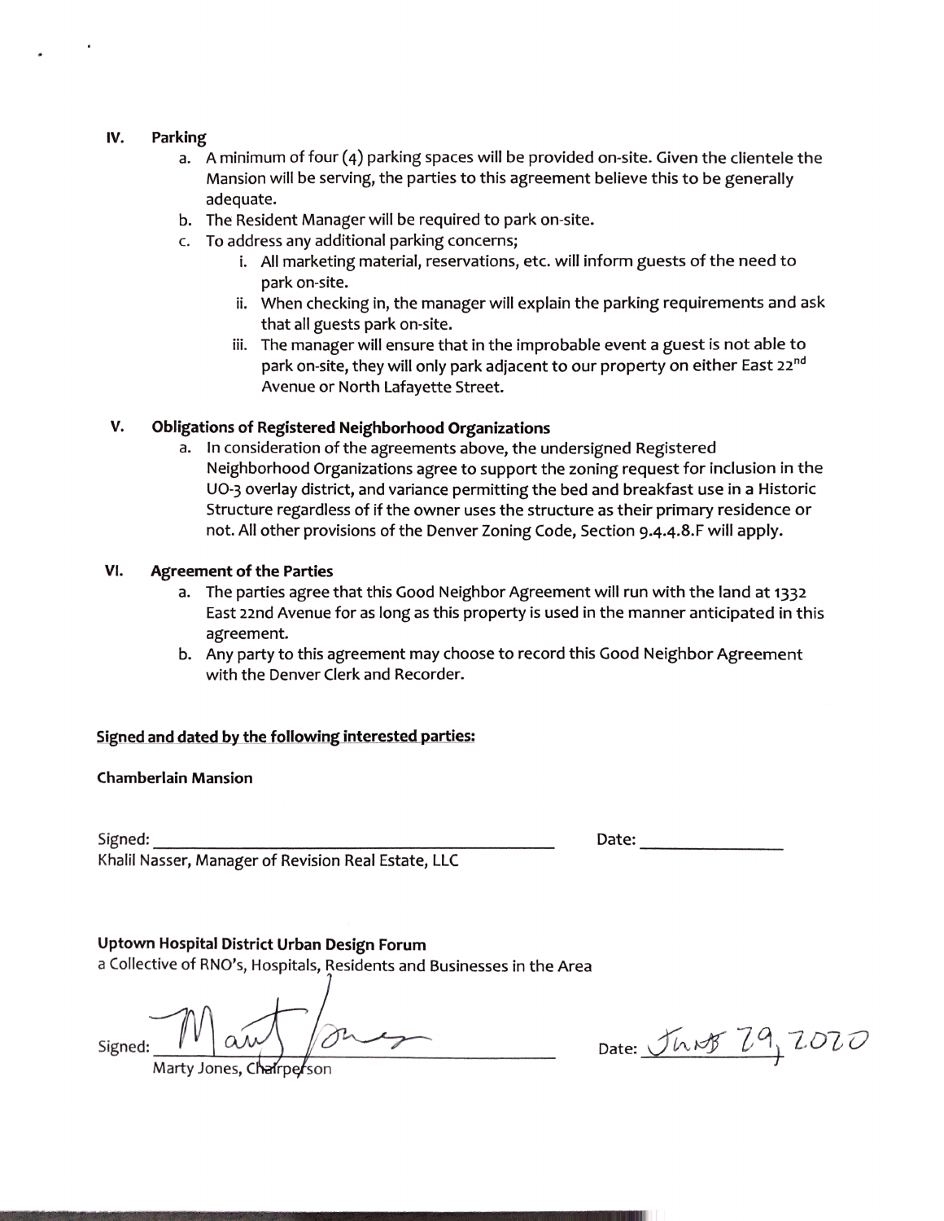## IV. Parking

a. A minimum of four (4) parking spaces will be provided on-site. Given the clientele the Mansion will be serving, the parties to this agreement believe this to be generally adequate.

b. The Resident Manager will be required to park on-site.

c. To address any additional parking concerns;

   i. All marketing material, reservations, etc. will inform guests of the need to park on-site.

   ii. When checking in, the manager will explain the parking requirements and ask that all guests park on-site.

   iii. The manager will ensure that in the improbable event a guest is not able to park on-site, they will only park adjacent to our property on either East 22nd Avenue or North Lafayette Street.

## V. Obligations of Registered Neighborhood Organizations

a. In consideration of the agreements above, the undersigned Registered Neighborhood Organizations agree to support the zoning request for inclusion in the UO-3 overlay district, and variance permitting the bed and breakfast use in a Historic Structure regardless of if the owner uses the structure as their primary residence or not. All other provisions of the Denver Zoning Code, Section 9.4.4.8.F will apply.

## VI. Agreement of the Parties

a. The parties agree that this Good Neighbor Agreement will run with the land at 1332 East 22nd Avenue for as long as this property is used in the manner anticipated in this agreement.

b. Any party to this agreement may choose to record this Good Neighbor Agreement with the Denver Clerk and Recorder.

**Signed and dated by the following interested parties:**

**Chamberlain Mansion**

Signed: ______________________________ Date: ______________

Khalil Nasser, Manager of Revision Real Estate, LLC

**Uptown Hospital District Urban Design Forum**

a Collective of RNO's, Hospitals, Residents and Businesses in the Area

Signed: Marty Jones Date: Jan 29, 2020

Marty Jones, Chairperson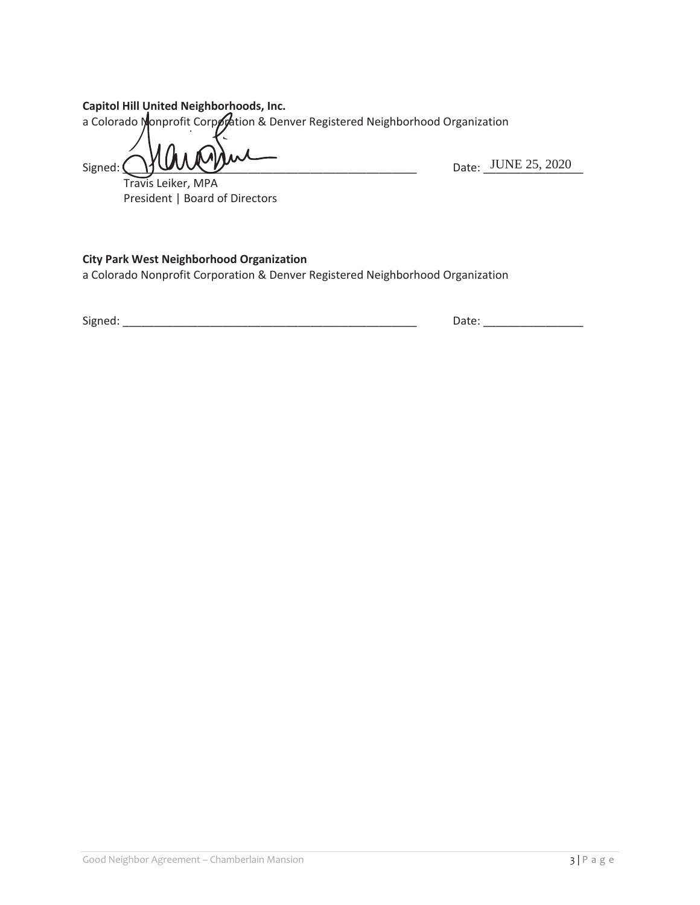**Capitol Hill United Neighborhoods, Inc.**
a Colorado Nonprofit Corporation & Denver Registered Neighborhood Organization

Signed: ________________________________________ Date: JUNE 25, 2020

Travis Leiker, MPA
President | Board of Directors

**City Park West Neighborhood Organization**
a Colorado Nonprofit Corporation & Denver Registered Neighborhood Organization

Signed: ________________________________________ Date: ________________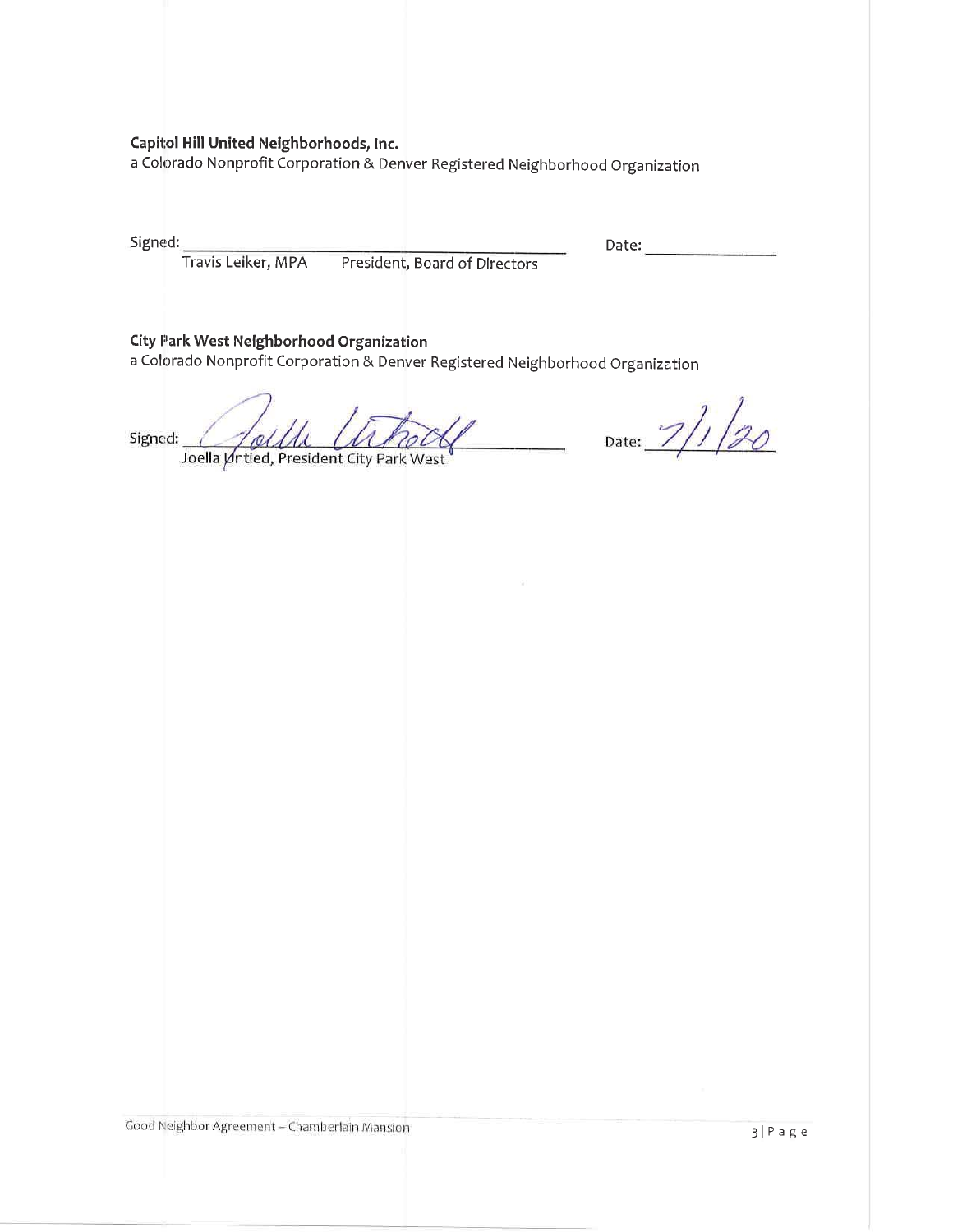**Capitol Hill United Neighborhoods, Inc.**
a Colorado Nonprofit Corporation & Denver Registered Neighborhood Organization

Signed: ______________________________ Date: ______________
Travis Leiker, MPA President, Board of Directors

**City Park West Neighborhood Organization**
a Colorado Nonprofit Corporation & Denver Registered Neighborhood Organization

Signed: ______________________________ Date: 7/1/20
Joella Untied, President City Park West